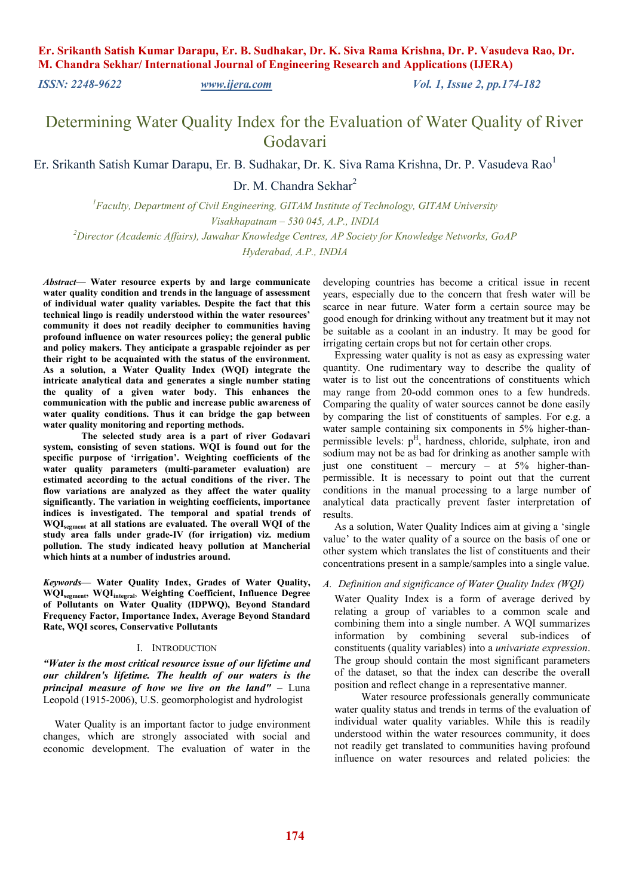# Determining Water Quality Index for the Evaluation of Water Quality of River Godavari

Er. Srikanth Satish Kumar Darapu, Er. B. Sudhakar, Dr. K. Siva Rama Krishna, Dr. P. Vasudeva Rao[1]

Dr. M. Chandra Sekhar[2]

[1]*Faculty, Department of Civil Engineering, GITAM Institute of Technology, GITAM University Visakhapatnam – 530 045, A.P., INDIA*

[2]*Director (Academic Affairs), Jawahar Knowledge Centres, AP Society for Knowledge Networks, GoAP Hyderabad, A.P., INDIA*

***Abstract*— Water resource experts by and large communicate water quality condition and trends in the language of assessment of individual water quality variables. Despite the fact that this technical lingo is readily understood within the water resources' community it does not readily decipher to communities having profound influence on water resources policy; the general public and policy makers. They anticipate a graspable rejoinder as per their right to be acquainted with the status of the environment. As a solution, a Water Quality Index (WQI) integrate the intricate analytical data and generates a single number stating the quality of a given water body. This enhances the communication with the public and increase public awareness of water quality conditions. Thus it can bridge the gap between water quality monitoring and reporting methods.**

**The selected study area is a part of river Godavari system, consisting of seven stations. WQI is found out for the specific purpose of 'irrigation'. Weighting coefficients of the water quality parameters (multi-parameter evaluation) are estimated according to the actual conditions of the river. The flow variations are analyzed as they affect the water quality significantly. The variation in weighting coefficients, importance indices is investigated. The temporal and spatial trends of $WQI_{segment}$ at all stations are evaluated. The overall WQI of the study area falls under grade-IV (for irrigation) viz. medium pollution. The study indicated heavy pollution at Mancherial which hints at a number of industries around.**

***Keywords*— Water Quality Index, Grades of Water Quality, $WQI_{segment}$, $WQI_{integral}$, Weighting Coefficient, Influence Degree of Pollutants on Water Quality (IDPWQ), Beyond Standard Frequency Factor, Importance Index, Average Beyond Standard Rate, WQI scores, Conservative Pollutants**

## I. Introduction

***"Water is the most critical resource issue of our lifetime and our children's lifetime. The health of our waters is the principal measure of how we live on the land"*** – Luna Leopold (1915-2006), U.S. geomorphologist and hydrologist

Water Quality is an important factor to judge environment changes, which are strongly associated with social and economic development. The evaluation of water in the developing countries has become a critical issue in recent years, especially due to the concern that fresh water will be scarce in near future. Water form a certain source may be good enough for drinking without any treatment but it may not be suitable as a coolant in an industry. It may be good for irrigating certain crops but not for certain other crops.

Expressing water quality is not as easy as expressing water quantity. One rudimentary way to describe the quality of water is to list out the concentrations of constituents which may range from 20-odd common ones to a few hundreds. Comparing the quality of water sources cannot be done easily by comparing the list of constituents of samples. For e.g. a water sample containing six components in 5% higher-than-permissible levels: $p^H$, hardness, chloride, sulphate, iron and sodium may not be as bad for drinking as another sample with just one constituent – mercury – at 5% higher-than-permissible. It is necessary to point out that the current conditions in the manual processing to a large number of analytical data practically prevent faster interpretation of results.

As a solution, Water Quality Indices aim at giving a 'single value' to the water quality of a source on the basis of one or other system which translates the list of constituents and their concentrations present in a sample/samples into a single value.

### *A. Definition and significance of Water Quality Index (WQI)*

Water Quality Index is a form of average derived by relating a group of variables to a common scale and combining them into a single number. A WQI summarizes information by combining several sub-indices of constituents (quality variables) into a *univariate expression*. The group should contain the most significant parameters of the dataset, so that the index can describe the overall position and reflect change in a representative manner.

Water resource professionals generally communicate water quality status and trends in terms of the evaluation of individual water quality variables. While this is readily understood within the water resources community, it does not readily get translated to communities having profound influence on water resources and related policies: the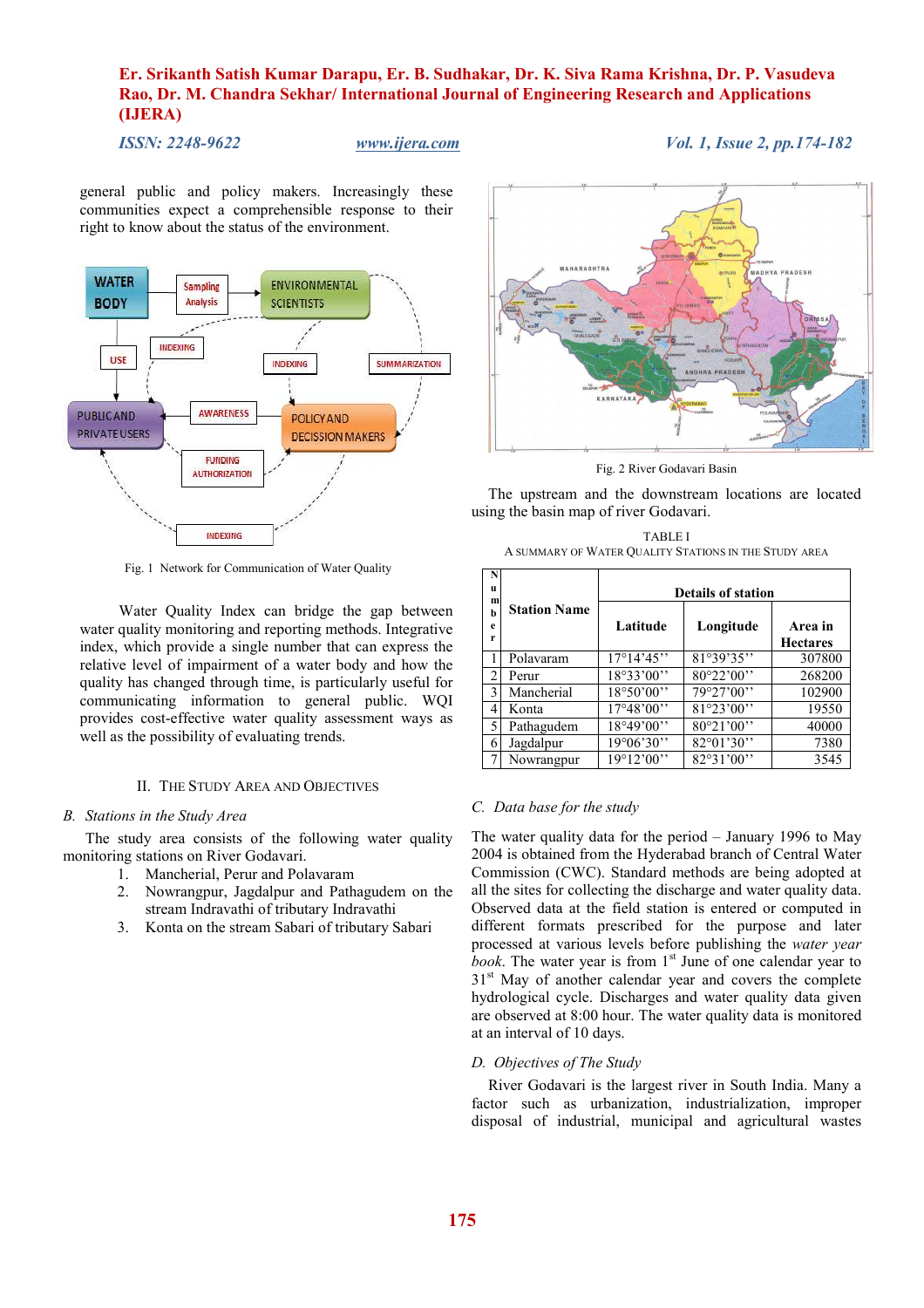general public and policy makers. Increasingly these communities expect a comprehensible response to their right to know about the status of the environment.

Fig. 1 Network for Communication of Water Quality

Water Quality Index can bridge the gap between water quality monitoring and reporting methods. Integrative index, which provide a single number that can express the relative level of impairment of a water body and how the quality has changed through time, is particularly useful for communicating information to general public. WQI provides cost-effective water quality assessment ways as well as the possibility of evaluating trends.

## II. The Study Area and Objectives

### B. Stations in the Study Area

The study area consists of the following water quality monitoring stations on River Godavari.

1. Mancherial, Perur and Polavaram
2. Nowrangpur, Jagdalpur and Pathagudem on the stream Indravathi of tributary Indravathi
3. Konta on the stream Sabari of tributary Sabari

Fig. 2 River Godavari Basin

The upstream and the downstream locations are located using the basin map of river Godavari.

TABLE I
A Summary of Water Quality Stations in the Study Area

| Number | Station Name | Details of station | | |
|---|---|---|---|---|
| | | Latitude | Longitude | Area in Hectares |
| 1 | Polavaram | 17°14'45'' | 81°39'35'' | 307800 |
| 2 | Perur | 18°33'00'' | 80°22'00'' | 268200 |
| 3 | Mancherial | 18°50'00'' | 79°27'00'' | 102900 |
| 4 | Konta | 17°48'00'' | 81°23'00'' | 19550 |
| 5 | Pathagudem | 18°49'00'' | 80°21'00'' | 40000 |
| 6 | Jagdalpur | 19°06'30'' | 82°01'30'' | 7380 |
| 7 | Nowrangpur | 19°12'00'' | 82°31'00'' | 3545 |

### C. Data base for the study

The water quality data for the period – January 1996 to May 2004 is obtained from the Hyderabad branch of Central Water Commission (CWC). Standard methods are being adopted at all the sites for collecting the discharge and water quality data. Observed data at the field station is entered or computed in different formats prescribed for the purpose and later processed at various levels before publishing the *water year book*. The water year is from 1st June of one calendar year to 31st May of another calendar year and covers the complete hydrological cycle. Discharges and water quality data given are observed at 8:00 hour. The water quality data is monitored at an interval of 10 days.

### D. Objectives of The Study

River Godavari is the largest river in South India. Many a factor such as urbanization, industrialization, improper disposal of industrial, municipal and agricultural wastes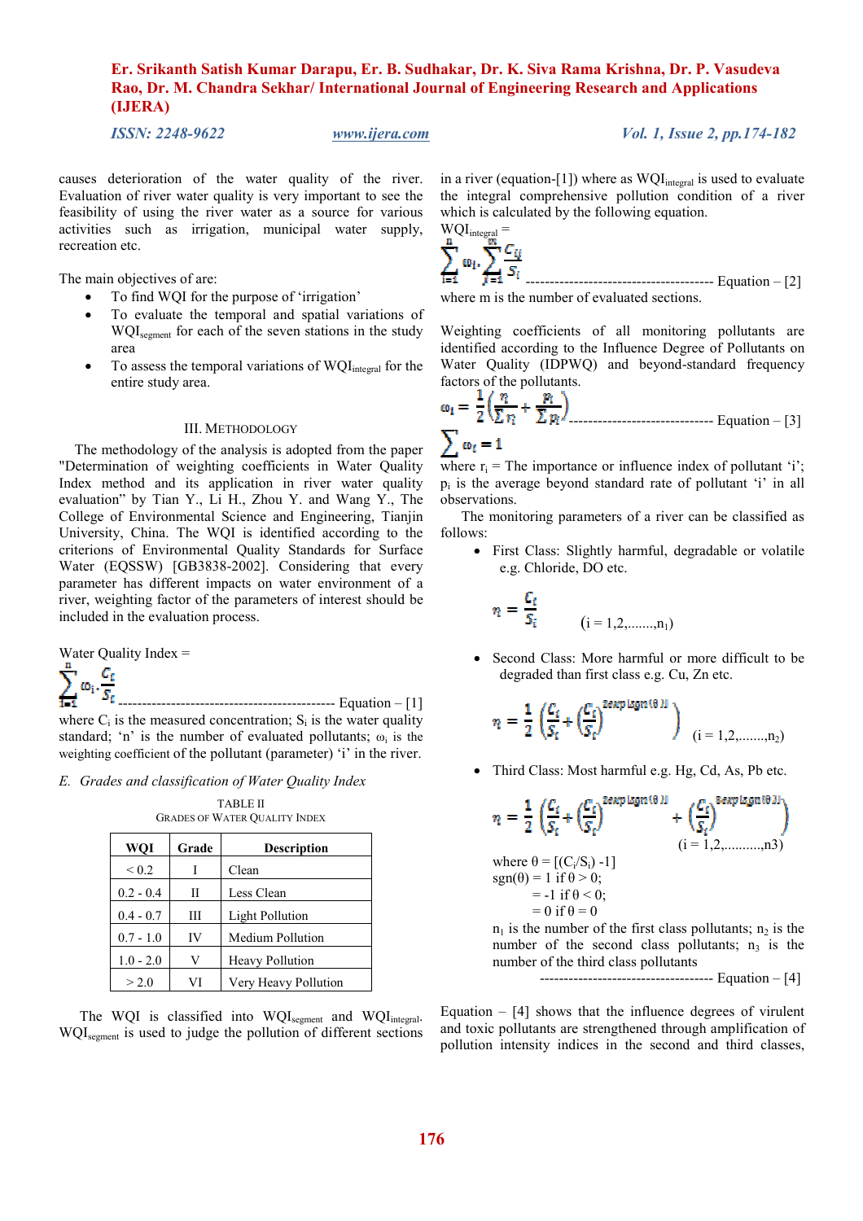causes deterioration of the water quality of the river. Evaluation of river water quality is very important to see the feasibility of using the river water as a source for various activities such as irrigation, municipal water supply, recreation etc.

The main objectives of are:

- To find WQI for the purpose of 'irrigation'
- To evaluate the temporal and spatial variations of $WQI_{segment}$ for each of the seven stations in the study area
- To assess the temporal variations of $WQI_{integral}$ for the entire study area.

## III. Methodology

The methodology of the analysis is adopted from the paper "Determination of weighting coefficients in Water Quality Index method and its application in river water quality evaluation" by Tian Y., Li H., Zhou Y. and Wang Y., The College of Environmental Science and Engineering, Tianjin University, China. The WQI is identified according to the criterions of Environmental Quality Standards for Surface Water (EQSSW) [GB3838-2002]. Considering that every parameter has different impacts on water environment of a river, weighting factor of the parameters of interest should be included in the evaluation process.

Water Quality Index =

$$\sum_{i=1}^{n} \omega_i \cdot \frac{C_i}{S_i} \quad \text{------------------------------------------ Equation – [1]}$$

where $C_i$ is the measured concentration; $S_i$ is the water quality standard; 'n' is the number of evaluated pollutants; $\omega_i$ is the weighting coefficient of the pollutant (parameter) 'i' in the river.

### *E. Grades and classification of Water Quality Index*

TABLE II
GRADES OF WATER QUALITY INDEX

| WQI | Grade | Description |
|---|---|---|
| < 0.2 | I | Clean |
| 0.2 - 0.4 | II | Less Clean |
| 0.4 - 0.7 | III | Light Pollution |
| 0.7 - 1.0 | IV | Medium Pollution |
| 1.0 - 2.0 | V | Heavy Pollution |
| > 2.0 | VI | Very Heavy Pollution |

The WQI is classified into $WQI_{segment}$ and $WQI_{integral}$. $WQI_{segment}$ is used to judge the pollution of different sections in a river (equation-[1]) where as $WQI_{integral}$ is used to evaluate the integral comprehensive pollution condition of a river which is calculated by the following equation.

$WQI_{integral}$ =

$$\sum_{i=1}^{n} \omega_i \cdot \sum_{j=1}^{m} \frac{C_{ij}}{S_i} \quad \text{-------------------------------------- Equation – [2]}$$

where m is the number of evaluated sections.

Weighting coefficients of all monitoring pollutants are identified according to the Influence Degree of Pollutants on Water Quality (IDPWQ) and beyond-standard frequency factors of the pollutants.

$$\omega_i = \frac{1}{2}\left(\frac{r_i}{\sum r_i} + \frac{p_i}{\sum p_i}\right) \quad \text{---------------------------- Equation – [3]}$$

$$\sum \omega_i = 1$$

where $r_i$ = The importance or influence index of pollutant 'i'; $p_i$ is the average beyond standard rate of pollutant 'i' in all observations.

The monitoring parameters of a river can be classified as follows:

- First Class: Slightly harmful, degradable or volatile e.g. Chloride, DO etc.

$$r_i = \frac{C_i}{S_i} \qquad (i = 1,2,\ldots\ldots.,n_1)$$

- Second Class: More harmful or more difficult to be degraded than first class e.g. Cu, Zn etc.

$$r_i = \frac{1}{2}\left(\frac{C_i}{S_i} + \left(\frac{C_i}{S_i}\right)^{2\exp\left[\mathrm{sgn}(\theta)\right]}\right) \qquad (i = 1,2,\ldots\ldots.,n_2)$$

- Third Class: Most harmful e.g. Hg, Cd, As, Pb etc.

$$r_i = \frac{1}{2}\left(\frac{C_i}{S_i} + \left(\frac{C_i}{S_i}\right)^{2\exp\left[\mathrm{sgn}(\theta)\right]} + \left(\frac{C_i}{S_i}\right)^{3\exp\left[\mathrm{sgn}(\theta)\right]}\right) \qquad (i = 1,2,\ldots\ldots.,n3)$$

where $\theta = [(C_i/S_i) - 1]$
$\mathrm{sgn}(\theta) = 1$ if $\theta > 0$;
$= -1$ if $\theta < 0$;
$= 0$ if $\theta = 0$

$n_1$ is the number of the first class pollutants; $n_2$ is the number of the second class pollutants; $n_3$ is the number of the third class pollutants

------------------------------------ Equation – [4]

Equation – [4] shows that the influence degrees of virulent and toxic pollutants are strengthened through amplification of pollution intensity indices in the second and third classes,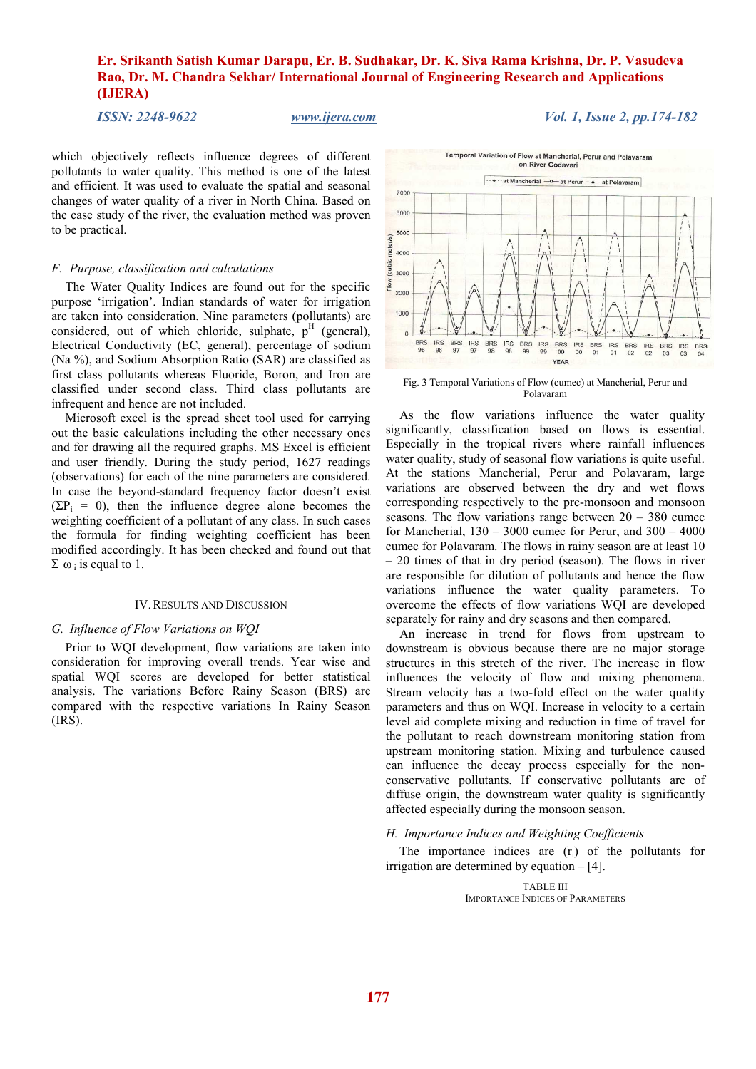which objectively reflects influence degrees of different pollutants to water quality. This method is one of the latest and efficient. It was used to evaluate the spatial and seasonal changes of water quality of a river in North China. Based on the case study of the river, the evaluation method was proven to be practical.

### *F. Purpose, classification and calculations*

The Water Quality Indices are found out for the specific purpose 'irrigation'. Indian standards of water for irrigation are taken into consideration. Nine parameters (pollutants) are considered, out of which chloride, sulphate, $p^H$ (general), Electrical Conductivity (EC, general), percentage of sodium (Na %), and Sodium Absorption Ratio (SAR) are classified as first class pollutants whereas Fluoride, Boron, and Iron are classified under second class. Third class pollutants are infrequent and hence are not included.

Microsoft excel is the spread sheet tool used for carrying out the basic calculations including the other necessary ones and for drawing all the required graphs. MS Excel is efficient and user friendly. During the study period, 1627 readings (observations) for each of the nine parameters are considered. In case the beyond-standard frequency factor doesn't exist ($\Sigma P_i = 0$), then the influence degree alone becomes the weighting coefficient of a pollutant of any class. In such cases the formula for finding weighting coefficient has been modified accordingly. It has been checked and found out that $\Sigma\ \omega_i$ is equal to 1.

## IV. Results and Discussion

### *G. Influence of Flow Variations on WQI*

Prior to WQI development, flow variations are taken into consideration for improving overall trends. Year wise and spatial WQI scores are developed for better statistical analysis. The variations Before Rainy Season (BRS) are compared with the respective variations In Rainy Season (IRS).

Fig. 3 Temporal Variations of Flow (cumec) at Mancherial, Perur and Polavaram

As the flow variations influence the water quality significantly, classification based on flows is essential. Especially in the tropical rivers where rainfall influences water quality, study of seasonal flow variations is quite useful. At the stations Mancherial, Perur and Polavaram, large variations are observed between the dry and wet flows corresponding respectively to the pre-monsoon and monsoon seasons. The flow variations range between 20 – 380 cumec for Mancherial, 130 – 3000 cumec for Perur, and 300 – 4000 cumec for Polavaram. The flows in rainy season are at least 10 – 20 times of that in dry period (season). The flows in river are responsible for dilution of pollutants and hence the flow variations influence the water quality parameters. To overcome the effects of flow variations WQI are developed separately for rainy and dry seasons and then compared.

An increase in trend for flows from upstream to downstream is obvious because there are no major storage structures in this stretch of the river. The increase in flow influences the velocity of flow and mixing phenomena. Stream velocity has a two-fold effect on the water quality parameters and thus on WQI. Increase in velocity to a certain level aid complete mixing and reduction in time of travel for the pollutant to reach downstream monitoring station from upstream monitoring station. Mixing and turbulence caused can influence the decay process especially for the non-conservative pollutants. If conservative pollutants are of diffuse origin, the downstream water quality is significantly affected especially during the monsoon season.

### *H. Importance Indices and Weighting Coefficients*

The importance indices are ($r_i$) of the pollutants for irrigation are determined by equation – [4].

TABLE III
Importance Indices of Parameters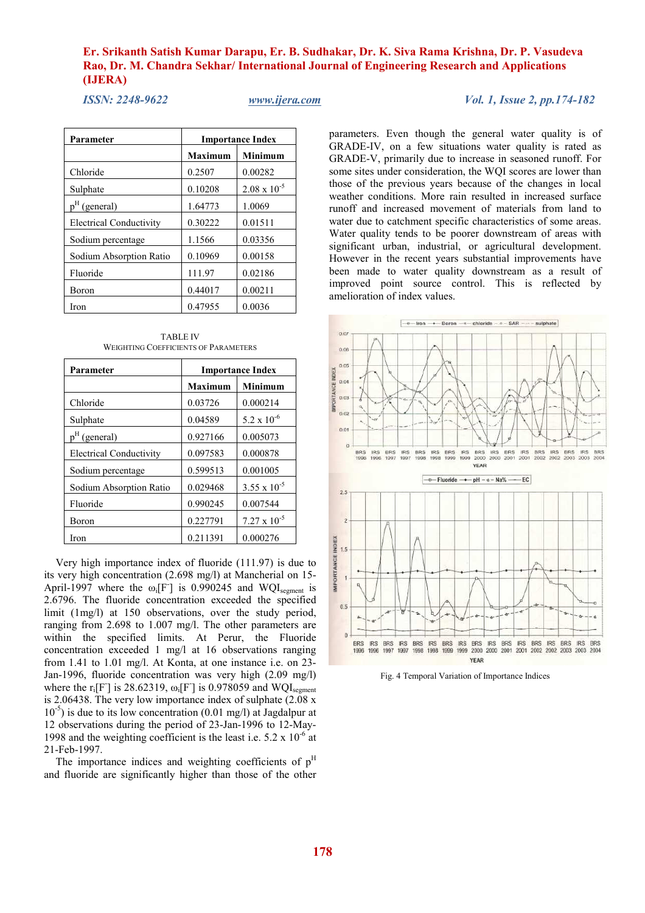| Parameter | Importance Index | |
|---|---|---|
| | Maximum | Minimum |
| Chloride | 0.2507 | 0.00282 |
| Sulphate | 0.10208 | $2.08 \times 10^{-5}$ |
| $p^H$ (general) | 1.64773 | 1.0069 |
| Electrical Conductivity | 0.30222 | 0.01511 |
| Sodium percentage | 1.1566 | 0.03356 |
| Sodium Absorption Ratio | 0.10969 | 0.00158 |
| Fluoride | 111.97 | 0.02186 |
| Boron | 0.44017 | 0.00211 |
| Iron | 0.47955 | 0.0036 |

TABLE IV
WEIGHTING COEFFICIENTS OF PARAMETERS

| Parameter | Importance Index | |
|---|---|---|
| | Maximum | Minimum |
| Chloride | 0.03726 | 0.000214 |
| Sulphate | 0.04589 | $5.2 \times 10^{-6}$ |
| $p^H$ (general) | 0.927166 | 0.005073 |
| Electrical Conductivity | 0.097583 | 0.000878 |
| Sodium percentage | 0.599513 | 0.001005 |
| Sodium Absorption Ratio | 0.029468 | $3.55 \times 10^{-5}$ |
| Fluoride | 0.990245 | 0.007544 |
| Boron | 0.227791 | $7.27 \times 10^{-5}$ |
| Iron | 0.211391 | 0.000276 |

Very high importance index of fluoride (111.97) is due to its very high concentration (2.698 mg/l) at Mancherial on 15-April-1997 where the $\omega_i[F^-]$ is 0.990245 and $WQI_{segment}$ is 2.6796. The fluoride concentration exceeded the specified limit (1mg/l) at 150 observations, over the study period, ranging from 2.698 to 1.007 mg/l. The other parameters are within the specified limits. At Perur, the Fluoride concentration exceeded 1 mg/l at 16 observations ranging from 1.41 to 1.01 mg/l. At Konta, at one instance i.e. on 23-Jan-1996, fluoride concentration was very high (2.09 mg/l) where the $r_i[F^-]$ is 28.62319, $\omega_i[F^-]$ is 0.978059 and $WQI_{segment}$ is 2.06438. The very low importance index of sulphate ($2.08 \times 10^{-5}$) is due to its low concentration (0.01 mg/l) at Jagdalpur at 12 observations during the period of 23-Jan-1996 to 12-May-1998 and the weighting coefficient is the least i.e. $5.2 \times 10^{-6}$ at 21-Feb-1997.

The importance indices and weighting coefficients of $p^H$ and fluoride are significantly higher than those of the other parameters. Even though the general water quality is of GRADE-IV, on a few situations water quality is rated as GRADE-V, primarily due to increase in seasoned runoff. For some sites under consideration, the WQI scores are lower than those of the previous years because of the changes in local weather conditions. More rain resulted in increased surface runoff and increased movement of materials from land to water due to catchment specific characteristics of some areas. Water quality tends to be poorer downstream of areas with significant urban, industrial, or agricultural development. However in the recent years substantial improvements have been made to water quality downstream as a result of improved point source control. This is reflected by amelioration of index values.

Fig. 4 Temporal Variation of Importance Indices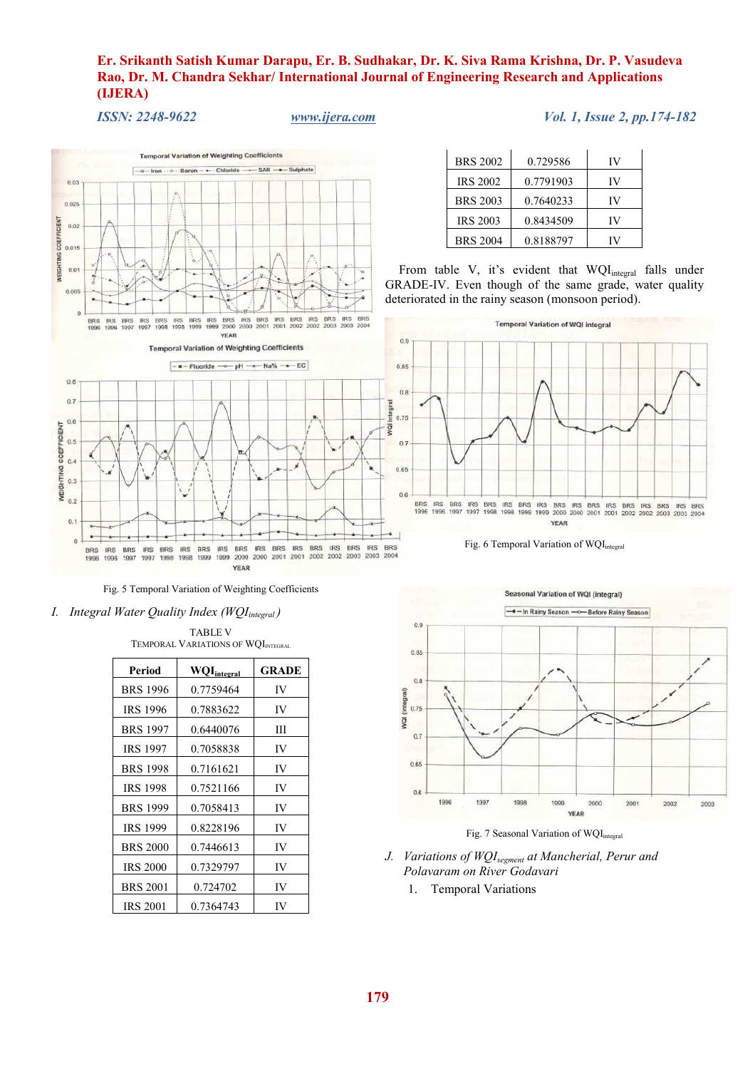Fig. 5 Temporal Variation of Weighting Coefficients

*I. Integral Water Quality Index ($WQI_{integral}$)*

TABLE V
TEMPORAL VARIATIONS OF $WQI_{INTEGRAL}$

| Period | $WQI_{integral}$ | GRADE |
|---|---|---|
| BRS 1996 | 0.7759464 | IV |
| IRS 1996 | 0.7883622 | IV |
| BRS 1997 | 0.6440076 | III |
| IRS 1997 | 0.7058838 | IV |
| BRS 1998 | 0.7161621 | IV |
| IRS 1998 | 0.7521166 | IV |
| BRS 1999 | 0.7058413 | IV |
| IRS 1999 | 0.8228196 | IV |
| BRS 2000 | 0.7446613 | IV |
| IRS 2000 | 0.7329797 | IV |
| BRS 2001 | 0.724702 | IV |
| IRS 2001 | 0.7364743 | IV |
| BRS 2002 | 0.729586 | IV |
| IRS 2002 | 0.7791903 | IV |
| BRS 2003 | 0.7640233 | IV |
| IRS 2003 | 0.8434509 | IV |
| BRS 2004 | 0.8188797 | IV |

From table V, it's evident that $WQI_{integral}$ falls under GRADE-IV. Even though of the same grade, water quality deteriorated in the rainy season (monsoon period).

Fig. 6 Temporal Variation of $WQI_{integral}$

Fig. 7 Seasonal Variation of $WQI_{integral}$

*J. Variations of $WQI_{segment}$ at Mancherial, Perur and Polavaram on River Godavari*

1. Temporal Variations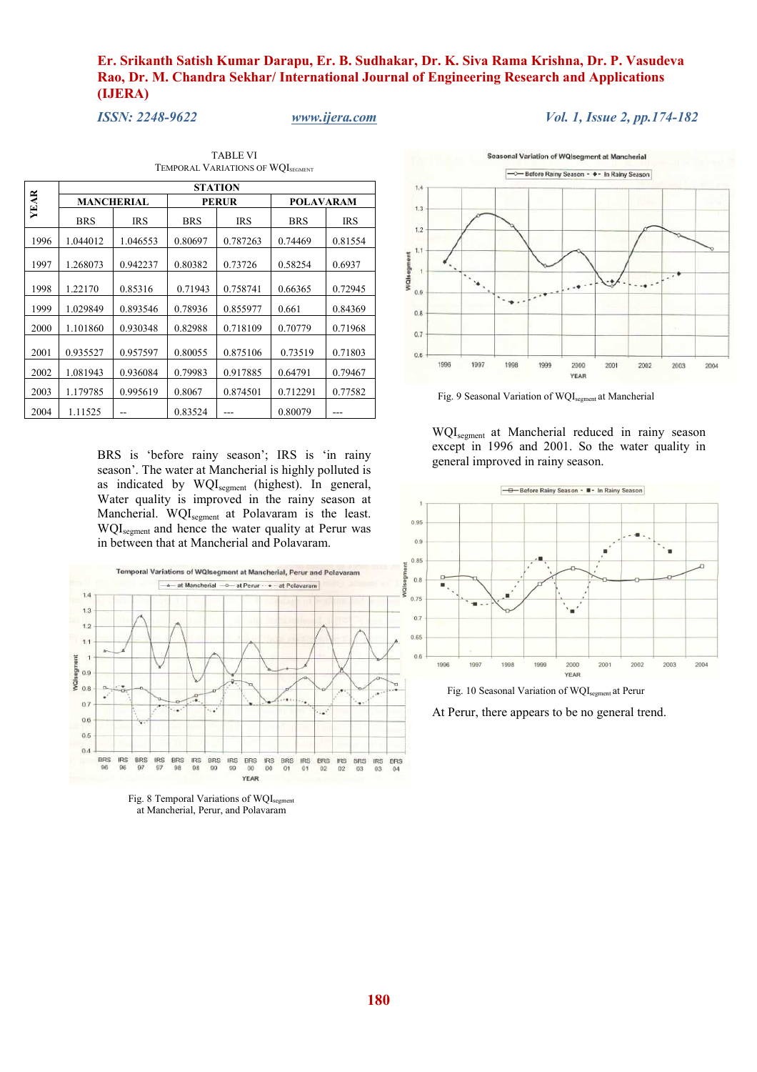TABLE VI
TEMPORAL VARIATIONS OF $WQI_{SEGMENT}$

| YEAR | STATION | | | | | |
|---|---|---|---|---|---|---|
| | MANCHERIAL | | PERUR | | POLAVARAM | |
| | BRS | IRS | BRS | IRS | BRS | IRS |
| 1996 | 1.044012 | 1.046553 | 0.80697 | 0.787263 | 0.74469 | 0.81554 |
| 1997 | 1.268073 | 0.942237 | 0.80382 | 0.73726 | 0.58254 | 0.6937 |
| 1998 | 1.22170 | 0.85316 | 0.71943 | 0.758741 | 0.66365 | 0.72945 |
| 1999 | 1.029849 | 0.893546 | 0.78936 | 0.855977 | 0.661 | 0.84369 |
| 2000 | 1.101860 | 0.930348 | 0.82988 | 0.718109 | 0.70779 | 0.71968 |
| 2001 | 0.935527 | 0.957597 | 0.80055 | 0.875106 | 0.73519 | 0.71803 |
| 2002 | 1.081943 | 0.936084 | 0.79983 | 0.917885 | 0.64791 | 0.79467 |
| 2003 | 1.179785 | 0.995619 | 0.8067 | 0.874501 | 0.712291 | 0.77582 |
| 2004 | 1.11525 | -- | 0.83524 | --- | 0.80079 | --- |

BRS is 'before rainy season'; IRS is 'in rainy season'. The water at Mancherial is highly polluted is as indicated by $WQI_{segment}$ (highest). In general, Water quality is improved in the rainy season at Mancherial. $WQI_{segment}$ at Polavaram is the least. $WQI_{segment}$ and hence the water quality at Perur was in between that at Mancherial and Polavaram.

Fig. 8 Temporal Variations of $WQI_{segment}$ at Mancherial, Perur, and Polavaram

Fig. 9 Seasonal Variation of $WQI_{segment}$ at Mancherial

$WQI_{segment}$ at Mancherial reduced in rainy season except in 1996 and 2001. So the water quality in general improved in rainy season.

Fig. 10 Seasonal Variation of $WQI_{segment}$ at Perur

At Perur, there appears to be no general trend.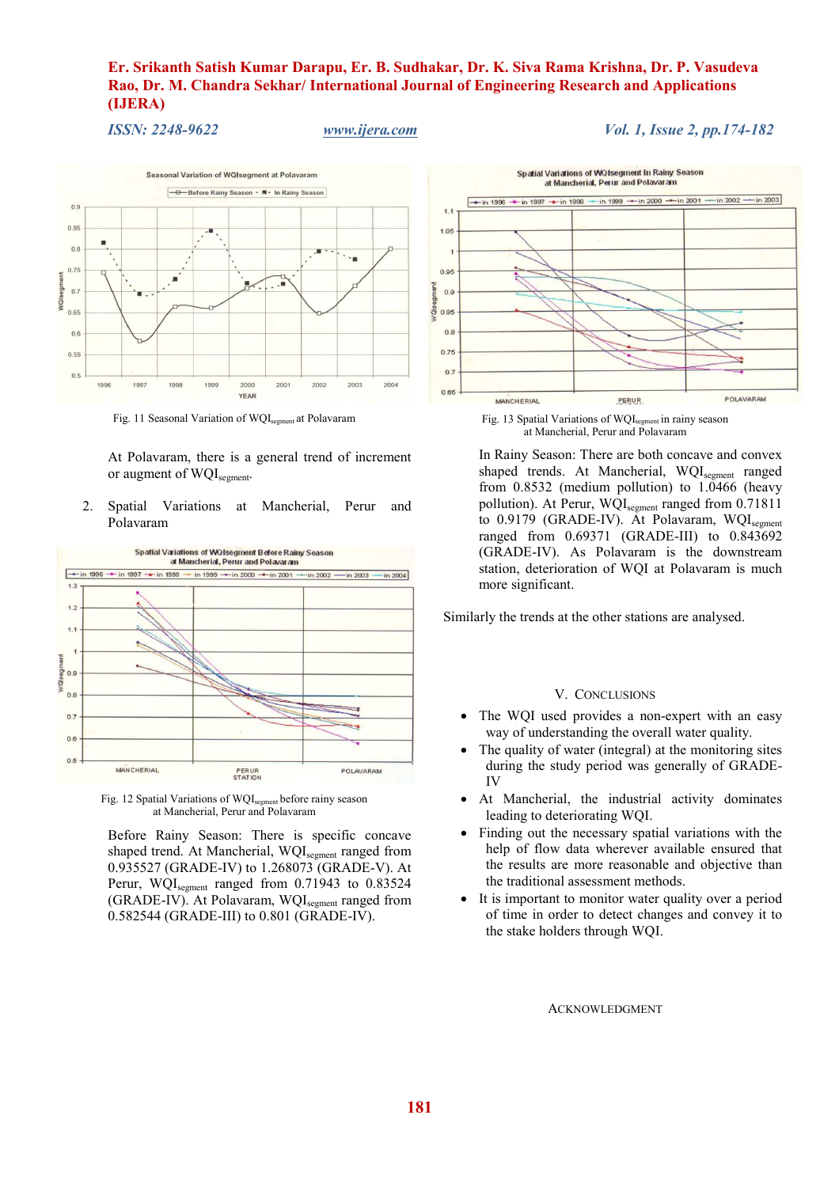Fig. 11 Seasonal Variation of $WQI_{segment}$ at Polavaram

At Polavaram, there is a general trend of increment or augment of $WQI_{segment}$.

2. Spatial Variations at Mancherial, Perur and Polavaram

Fig. 12 Spatial Variations of $WQI_{segment}$ before rainy season at Mancherial, Perur and Polavaram

Before Rainy Season: There is specific concave shaped trend. At Mancherial, $WQI_{segment}$ ranged from 0.935527 (GRADE-IV) to 1.268073 (GRADE-V). At Perur, $WQI_{segment}$ ranged from 0.71943 to 0.83524 (GRADE-IV). At Polavaram, $WQI_{segment}$ ranged from 0.582544 (GRADE-III) to 0.801 (GRADE-IV).

Fig. 13 Spatial Variations of $WQI_{segment}$ in rainy season at Mancherial, Perur and Polavaram

In Rainy Season: There are both concave and convex shaped trends. At Mancherial, $WQI_{segment}$ ranged from 0.8532 (medium pollution) to 1.0466 (heavy pollution). At Perur, $WQI_{segment}$ ranged from 0.71811 to 0.9179 (GRADE-IV). At Polavaram, $WQI_{segment}$ ranged from 0.69371 (GRADE-III) to 0.843692 (GRADE-IV). As Polavaram is the downstream station, deterioration of WQI at Polavaram is much more significant.

Similarly the trends at the other stations are analysed.

## V. Conclusions

- The WQI used provides a non-expert with an easy way of understanding the overall water quality.
- The quality of water (integral) at the monitoring sites during the study period was generally of GRADE-IV
- At Mancherial, the industrial activity dominates leading to deteriorating WQI.
- Finding out the necessary spatial variations with the help of flow data wherever available ensured that the results are more reasonable and objective than the traditional assessment methods.
- It is important to monitor water quality over a period of time in order to detect changes and convey it to the stake holders through WQI.

## Acknowledgment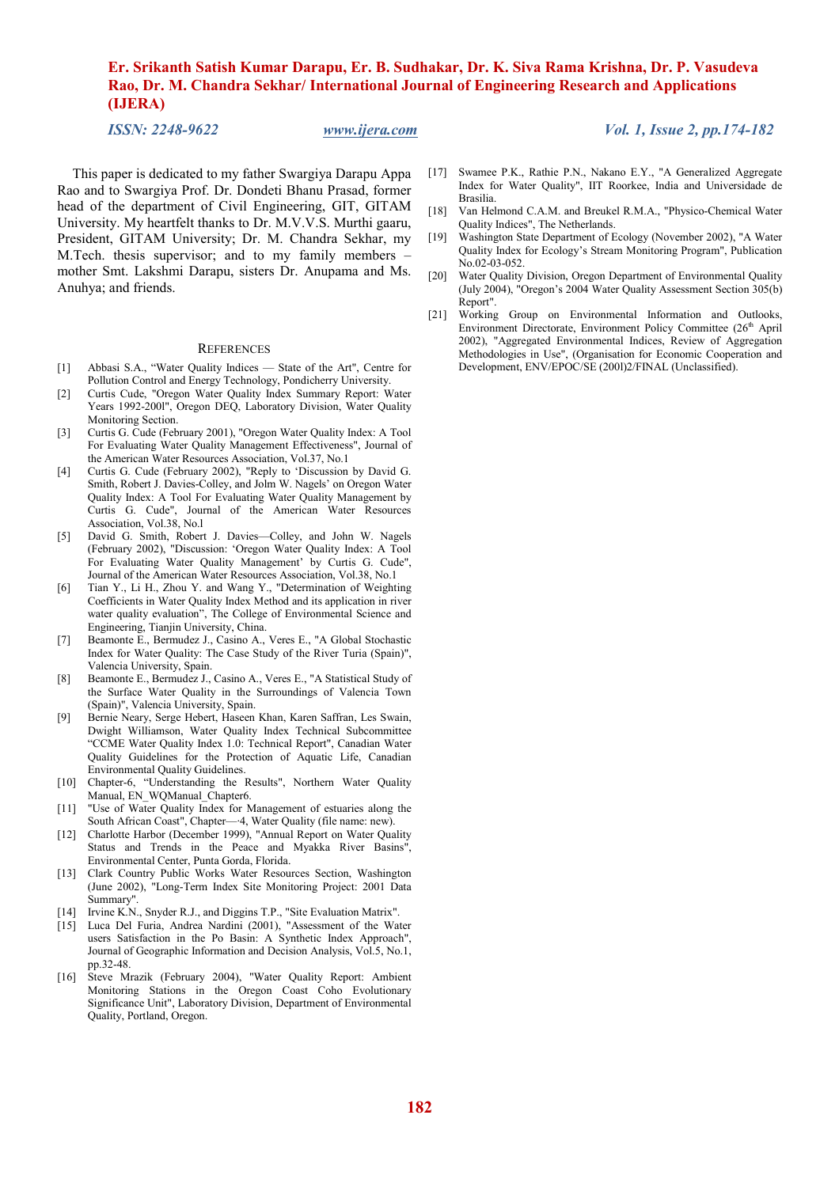This paper is dedicated to my father Swargiya Darapu Appa Rao and to Swargiya Prof. Dr. Dondeti Bhanu Prasad, former head of the department of Civil Engineering, GIT, GITAM University. My heartfelt thanks to Dr. M.V.V.S. Murthi gaaru, President, GITAM University; Dr. M. Chandra Sekhar, my M.Tech. thesis supervisor; and to my family members – mother Smt. Lakshmi Darapu, sisters Dr. Anupama and Ms. Anuhya; and friends.

## References

[1] Abbasi S.A., "Water Quality Indices — State of the Art", Centre for Pollution Control and Energy Technology, Pondicherry University.

[2] Curtis Cude, "Oregon Water Quality Index Summary Report: Water Years 1992-200l", Oregon DEQ, Laboratory Division, Water Quality Monitoring Section.

[3] Curtis G. Cude (February 2001), "Oregon Water Quality Index: A Tool For Evaluating Water Quality Management Effectiveness", Journal of the American Water Resources Association, Vol.37, No.1

[4] Curtis G. Cude (February 2002), "Reply to 'Discussion by David G. Smith, Robert J. Davies-Colley, and Jolm W. Nagels' on Oregon Water Quality Index: A Tool For Evaluating Water Quality Management by Curtis G. Cude", Journal of the American Water Resources Association, Vol.38, No.l

[5] David G. Smith, Robert J. Davies—Colley, and John W. Nagels (February 2002), "Discussion: 'Oregon Water Quality Index: A Tool For Evaluating Water Quality Management' by Curtis G. Cude", Journal of the American Water Resources Association, Vol.38, No.1

[6] Tian Y., Li H., Zhou Y. and Wang Y., "Determination of Weighting Coefficients in Water Quality Index Method and its application in river water quality evaluation", The College of Environmental Science and Engineering, Tianjin University, China.

[7] Beamonte E., Bermudez J., Casino A., Veres E., "A Global Stochastic Index for Water Quality: The Case Study of the River Turia (Spain)", Valencia University, Spain.

[8] Beamonte E., Bermudez J., Casino A., Veres E., "A Statistical Study of the Surface Water Quality in the Surroundings of Valencia Town (Spain)", Valencia University, Spain.

[9] Bernie Neary, Serge Hebert, Haseen Khan, Karen Saffran, Les Swain, Dwight Williamson, Water Quality Index Technical Subcommittee "CCME Water Quality Index 1.0: Technical Report", Canadian Water Quality Guidelines for the Protection of Aquatic Life, Canadian Environmental Quality Guidelines.

[10] Chapter-6, "Understanding the Results", Northern Water Quality Manual, EN_WQManual_Chapter6.

[11] "Use of Water Quality Index for Management of estuaries along the South African Coast", Chapter—·4, Water Quality (file name: new).

[12] Charlotte Harbor (December 1999), "Annual Report on Water Quality Status and Trends in the Peace and Myakka River Basins", Environmental Center, Punta Gorda, Florida.

[13] Clark Country Public Works Water Resources Section, Washington (June 2002), "Long-Term Index Site Monitoring Project: 2001 Data Summary".

[14] Irvine K.N., Snyder R.J., and Diggins T.P., "Site Evaluation Matrix".

[15] Luca Del Furia, Andrea Nardini (2001), "Assessment of the Water users Satisfaction in the Po Basin: A Synthetic Index Approach", Journal of Geographic Information and Decision Analysis, Vol.5, No.1, pp.32-48.

[16] Steve Mrazik (February 2004), "Water Quality Report: Ambient Monitoring Stations in the Oregon Coast Coho Evolutionary Significance Unit", Laboratory Division, Department of Environmental Quality, Portland, Oregon.

[17] Swamee P.K., Rathie P.N., Nakano E.Y., "A Generalized Aggregate Index for Water Quality", IIT Roorkee, India and Universidade de Brasilia.

[18] Van Helmond C.A.M. and Breukel R.M.A., "Physico-Chemical Water Quality Indices", The Netherlands.

[19] Washington State Department of Ecology (November 2002), "A Water Quality Index for Ecology's Stream Monitoring Program", Publication No.02-03-052.

[20] Water Quality Division, Oregon Department of Environmental Quality (July 2004), "Oregon's 2004 Water Quality Assessment Section 305(b) Report".

[21] Working Group on Environmental Information and Outlooks, Environment Directorate, Environment Policy Committee (26th April 2002), "Aggregated Environmental Indices, Review of Aggregation Methodologies in Use", (Organisation for Economic Cooperation and Development, ENV/EPOC/SE (200l)2/FINAL (Unclassified).